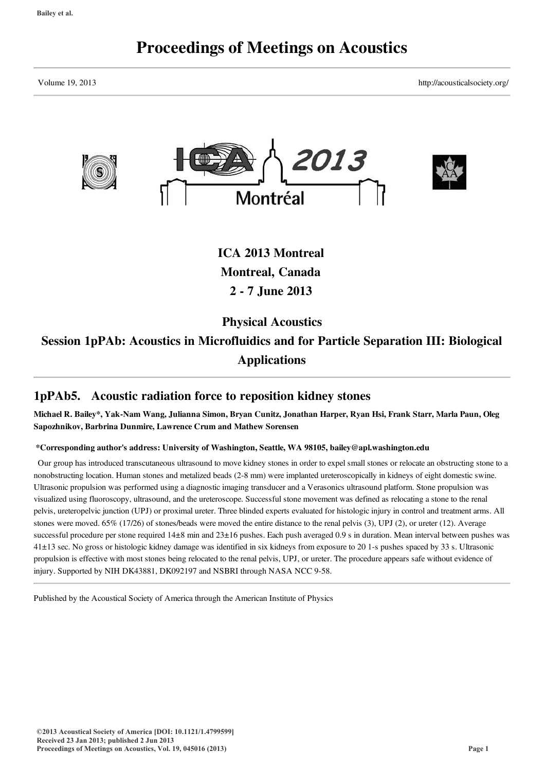# Proceedings of Meetings on Acoustics

Volume 19, 2013 http://acousticalsociety.org/

## ICA 2013 Montreal
## Montreal, Canada
## 2 - 7 June 2013

## Physical Acoustics
## Session 1pPAb: Acoustics in Microfluidics and for Particle Separation III: Biological Applications

## 1pPAb5. Acoustic radiation force to reposition kidney stones

**Michael R. Bailey*, Yak-Nam Wang, Julianna Simon, Bryan Cunitz, Jonathan Harper, Ryan Hsi, Frank Starr, Marla Paun, Oleg Sapozhnikov, Barbrina Dunmire, Lawrence Crum and Mathew Sorensen**

**\*Corresponding author's address: University of Washington, Seattle, WA 98105, bailey@apl.washington.edu**

Our group has introduced transcutaneous ultrasound to move kidney stones in order to expel small stones or relocate an obstructing stone to a nonobstructing location. Human stones and metalized beads (2-8 mm) were implanted ureteroscopically in kidneys of eight domestic swine. Ultrasonic propulsion was performed using a diagnostic imaging transducer and a Verasonics ultrasound platform. Stone propulsion was visualized using fluoroscopy, ultrasound, and the ureteroscope. Successful stone movement was defined as relocating a stone to the renal pelvis, ureteropelvic junction (UPJ) or proximal ureter. Three blinded experts evaluated for histologic injury in control and treatment arms. All stones were moved. 65% (17/26) of stones/beads were moved the entire distance to the renal pelvis (3), UPJ (2), or ureter (12). Average successful procedure per stone required 14±8 min and 23±16 pushes. Each push averaged 0.9 s in duration. Mean interval between pushes was 41±13 sec. No gross or histologic kidney damage was identified in six kidneys from exposure to 20 1-s pushes spaced by 33 s. Ultrasonic propulsion is effective with most stones being relocated to the renal pelvis, UPJ, or ureter. The procedure appears safe without evidence of injury. Supported by NIH DK43881, DK092197 and NSBRI through NASA NCC 9-58.

Published by the Acoustical Society of America through the American Institute of Physics

©2013 Acoustical Society of America [DOI: 10.1121/1.4799599]
Received 23 Jan 2013; published 2 Jun 2013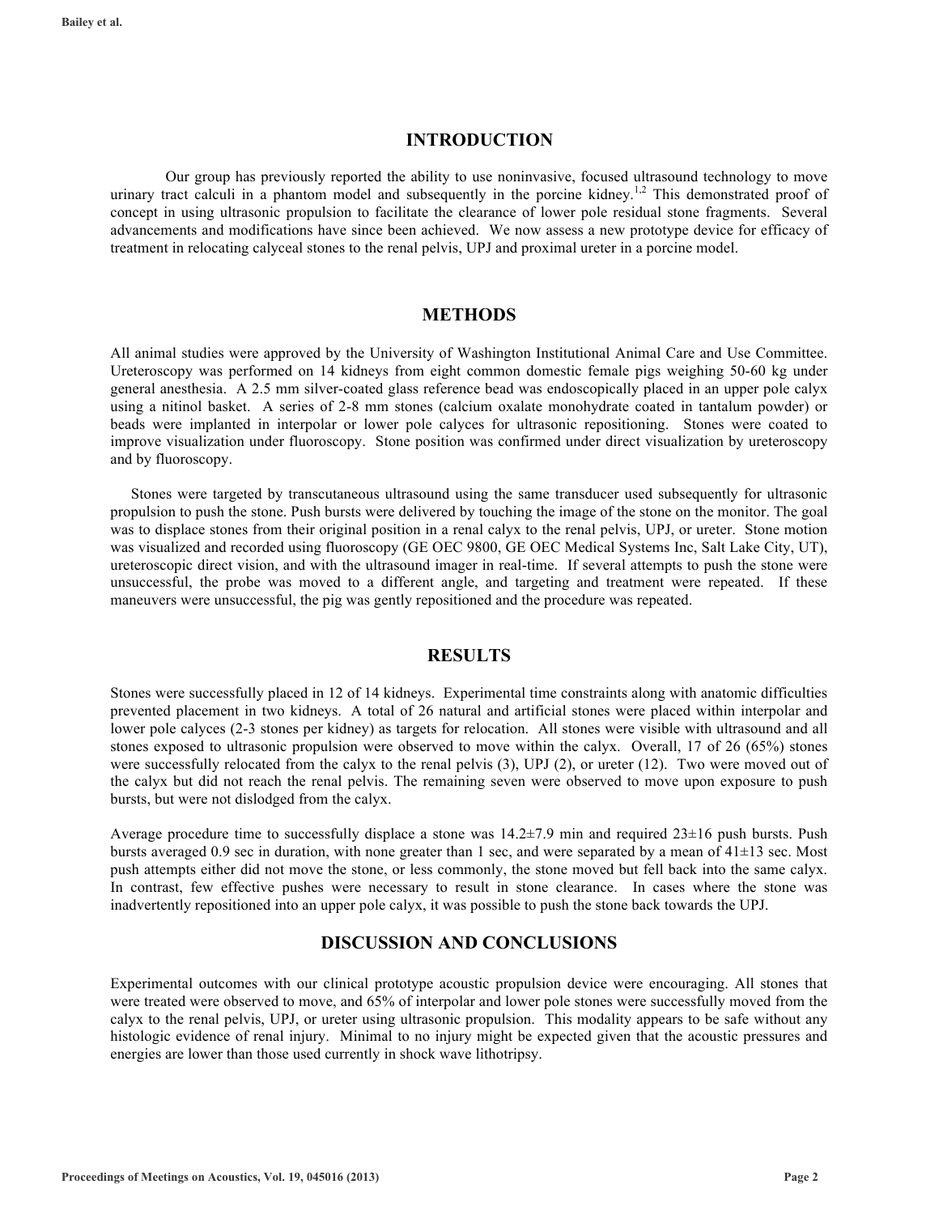## INTRODUCTION

Our group has previously reported the ability to use noninvasive, focused ultrasound technology to move urinary tract calculi in a phantom model and subsequently in the porcine kidney.[1,2] This demonstrated proof of concept in using ultrasonic propulsion to facilitate the clearance of lower pole residual stone fragments. Several advancements and modifications have since been achieved. We now assess a new prototype device for efficacy of treatment in relocating calyceal stones to the renal pelvis, UPJ and proximal ureter in a porcine model.

## METHODS

All animal studies were approved by the University of Washington Institutional Animal Care and Use Committee. Ureteroscopy was performed on 14 kidneys from eight common domestic female pigs weighing 50-60 kg under general anesthesia. A 2.5 mm silver-coated glass reference bead was endoscopically placed in an upper pole calyx using a nitinol basket. A series of 2-8 mm stones (calcium oxalate monohydrate coated in tantalum powder) or beads were implanted in interpolar or lower pole calyces for ultrasonic repositioning. Stones were coated to improve visualization under fluoroscopy. Stone position was confirmed under direct visualization by ureteroscopy and by fluoroscopy.

Stones were targeted by transcutaneous ultrasound using the same transducer used subsequently for ultrasonic propulsion to push the stone. Push bursts were delivered by touching the image of the stone on the monitor. The goal was to displace stones from their original position in a renal calyx to the renal pelvis, UPJ, or ureter. Stone motion was visualized and recorded using fluoroscopy (GE OEC 9800, GE OEC Medical Systems Inc, Salt Lake City, UT), ureteroscopic direct vision, and with the ultrasound imager in real-time. If several attempts to push the stone were unsuccessful, the probe was moved to a different angle, and targeting and treatment were repeated. If these maneuvers were unsuccessful, the pig was gently repositioned and the procedure was repeated.

## RESULTS

Stones were successfully placed in 12 of 14 kidneys. Experimental time constraints along with anatomic difficulties prevented placement in two kidneys. A total of 26 natural and artificial stones were placed within interpolar and lower pole calyces (2-3 stones per kidney) as targets for relocation. All stones were visible with ultrasound and all stones exposed to ultrasonic propulsion were observed to move within the calyx. Overall, 17 of 26 (65%) stones were successfully relocated from the calyx to the renal pelvis (3), UPJ (2), or ureter (12). Two were moved out of the calyx but did not reach the renal pelvis. The remaining seven were observed to move upon exposure to push bursts, but were not dislodged from the calyx.

Average procedure time to successfully displace a stone was 14.2±7.9 min and required 23±16 push bursts. Push bursts averaged 0.9 sec in duration, with none greater than 1 sec, and were separated by a mean of 41±13 sec. Most push attempts either did not move the stone, or less commonly, the stone moved but fell back into the same calyx. In contrast, few effective pushes were necessary to result in stone clearance. In cases where the stone was inadvertently repositioned into an upper pole calyx, it was possible to push the stone back towards the UPJ.

## DISCUSSION AND CONCLUSIONS

Experimental outcomes with our clinical prototype acoustic propulsion device were encouraging. All stones that were treated were observed to move, and 65% of interpolar and lower pole stones were successfully moved from the calyx to the renal pelvis, UPJ, or ureter using ultrasonic propulsion. This modality appears to be safe without any histologic evidence of renal injury. Minimal to no injury might be expected given that the acoustic pressures and energies are lower than those used currently in shock wave lithotripsy.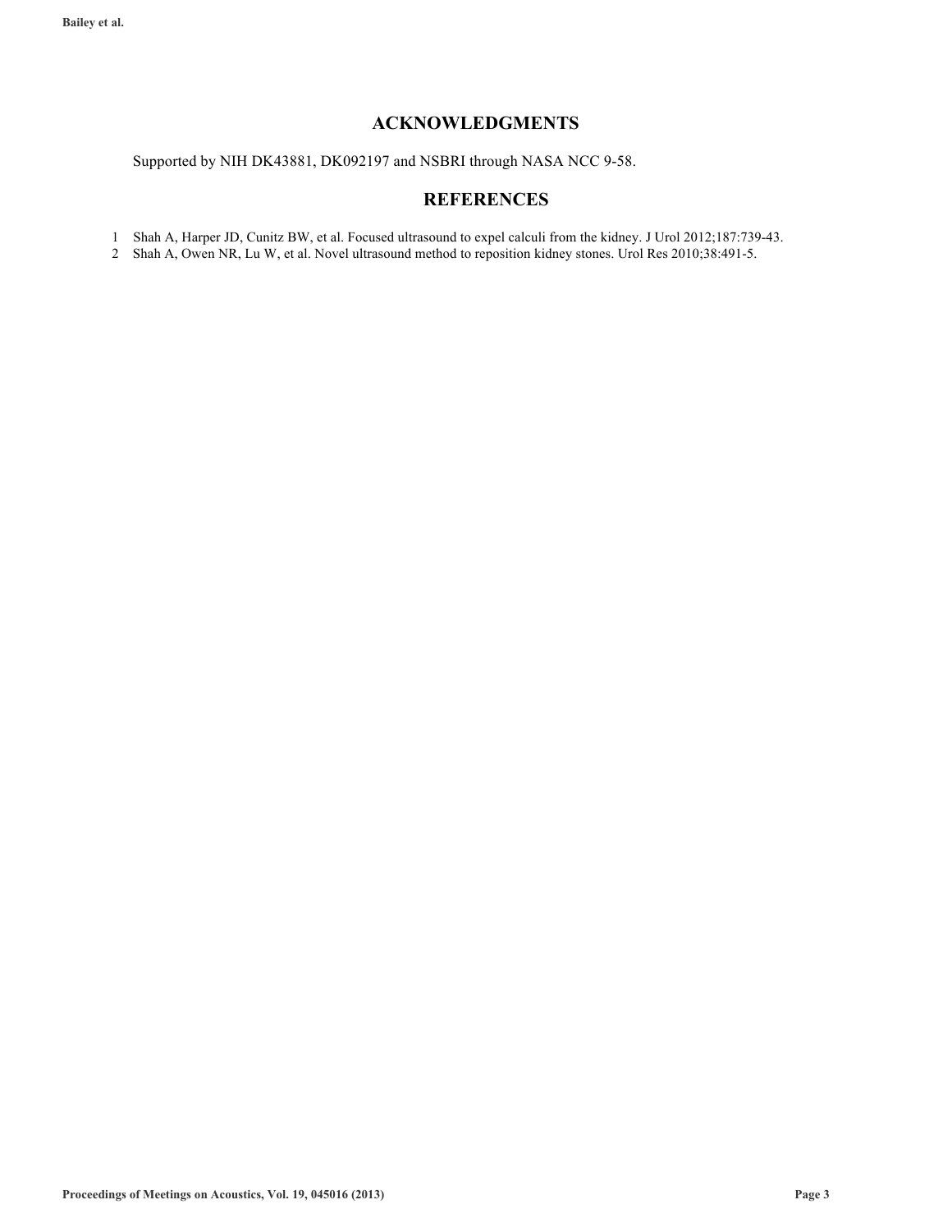## ACKNOWLEDGMENTS

Supported by NIH DK43881, DK092197 and NSBRI through NASA NCC 9-58.

## REFERENCES

1. Shah A, Harper JD, Cunitz BW, et al. Focused ultrasound to expel calculi from the kidney. J Urol 2012;187:739-43.
2. Shah A, Owen NR, Lu W, et al. Novel ultrasound method to reposition kidney stones. Urol Res 2010;38:491-5.